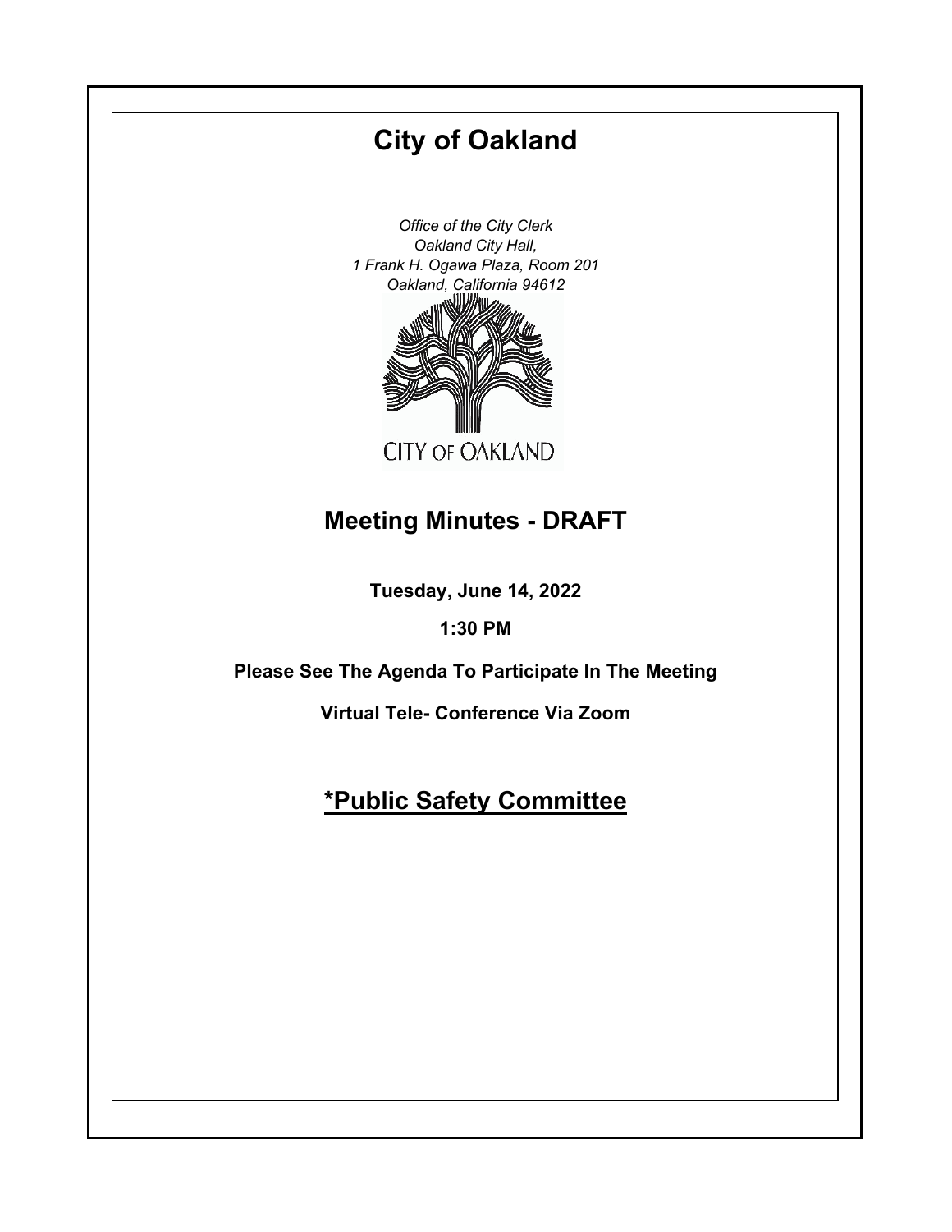# City of Oakland

*Office of the City Clerk*
*Oakland City Hall,*
*1 Frank H. Ogawa Plaza, Room 201*
*Oakland, California 94612*

CITY OF OAKLAND

## Meeting Minutes - DRAFT

**Tuesday, June 14, 2022**

**1:30 PM**

**Please See The Agenda To Participate In The Meeting**

**Virtual Tele- Conference Via Zoom**

## *Public Safety Committee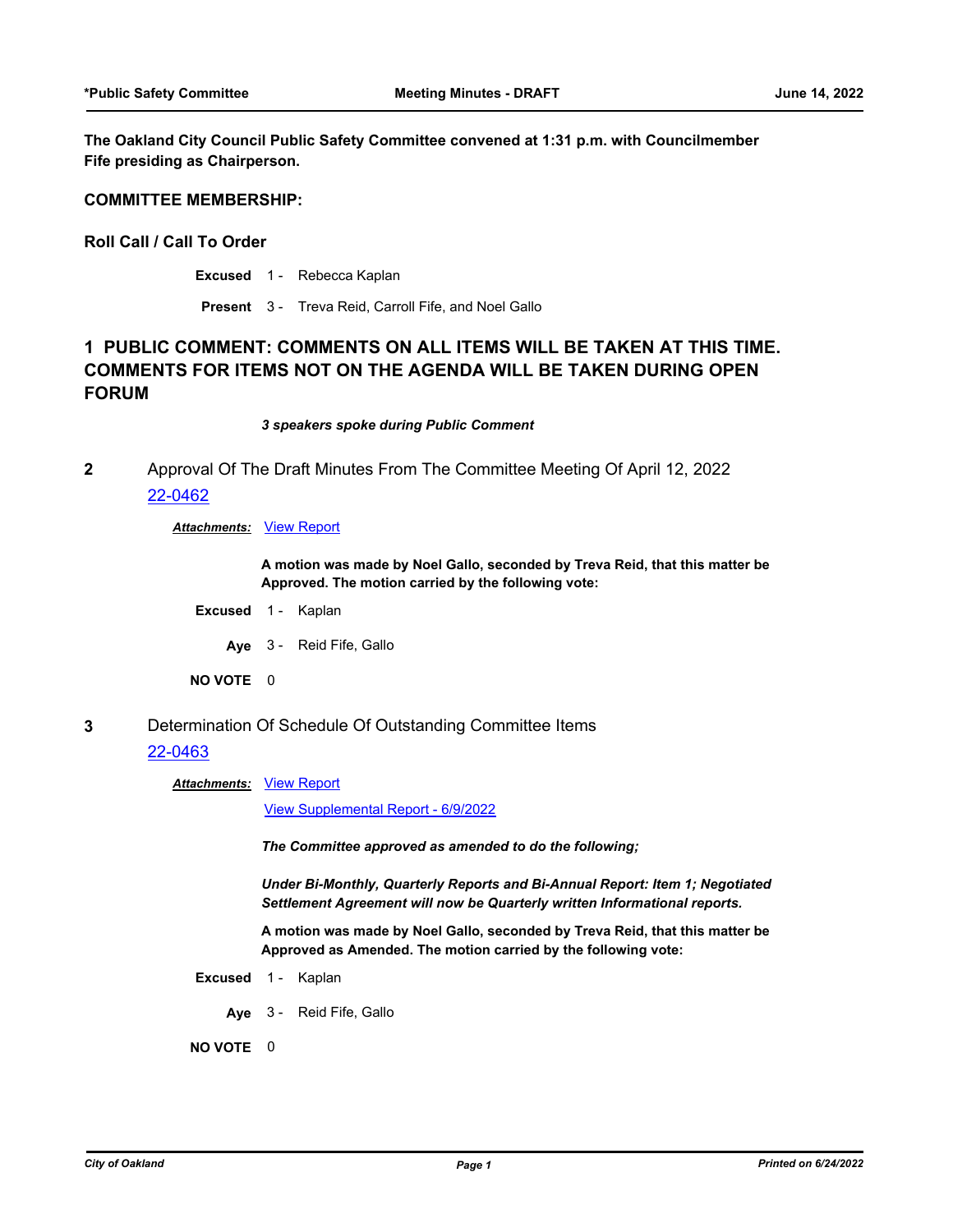The Oakland City Council Public Safety Committee convened at 1:31 p.m. with Councilmember Fife presiding as Chairperson.

**COMMITTEE MEMBERSHIP:**

**Roll Call / Call To Order**

**Excused** 1 - Rebecca Kaplan

**Present** 3 - Treva Reid, Carroll Fife, and Noel Gallo

## 1 PUBLIC COMMENT: COMMENTS ON ALL ITEMS WILL BE TAKEN AT THIS TIME. COMMENTS FOR ITEMS NOT ON THE AGENDA WILL BE TAKEN DURING OPEN FORUM

***3 speakers spoke during Public Comment***

**2** Approval Of The Draft Minutes From The Committee Meeting Of April 12, 2022

22-0462

***Attachments:*** View Report

**A motion was made by Noel Gallo, seconded by Treva Reid, that this matter be Approved. The motion carried by the following vote:**

**Excused** 1 - Kaplan

**Aye** 3 - Reid Fife, Gallo

**NO VOTE** 0

**3** Determination Of Schedule Of Outstanding Committee Items

22-0463

***Attachments:*** View Report

View Supplemental Report - 6/9/2022

***The Committee approved as amended to do the following;***

***Under Bi-Monthly, Quarterly Reports and Bi-Annual Report: Item 1; Negotiated Settlement Agreement will now be Quarterly written Informational reports.***

**A motion was made by Noel Gallo, seconded by Treva Reid, that this matter be Approved as Amended. The motion carried by the following vote:**

**Excused** 1 - Kaplan

**Aye** 3 - Reid Fife, Gallo

**NO VOTE** 0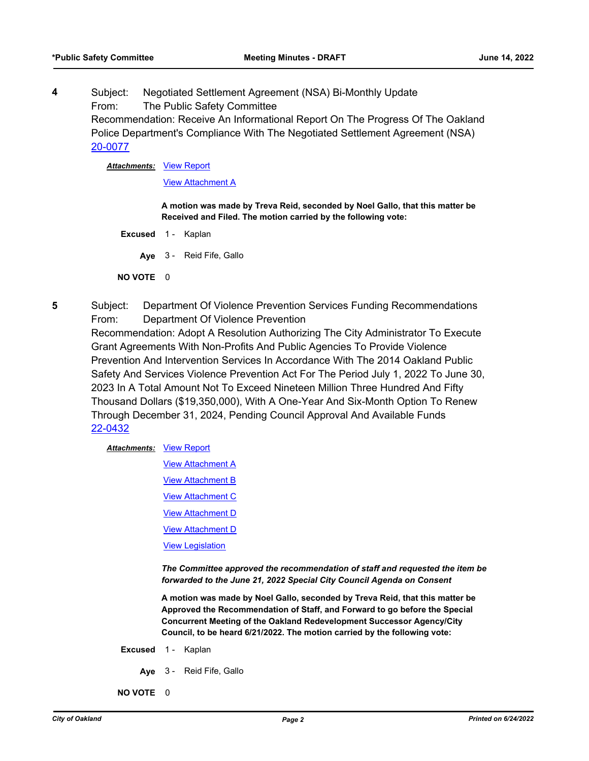**4** Subject: Negotiated Settlement Agreement (NSA) Bi-Monthly Update
From: The Public Safety Committee
Recommendation: Receive An Informational Report On The Progress Of The Oakland Police Department's Compliance With The Negotiated Settlement Agreement (NSA)
[20-0077]

***Attachments:*** [View Report]

[View Attachment A]

**A motion was made by Treva Reid, seconded by Noel Gallo, that this matter be Received and Filed. The motion carried by the following vote:**

**Excused** 1 - Kaplan

**Aye** 3 - Reid Fife, Gallo

**NO VOTE** 0

**5** Subject: Department Of Violence Prevention Services Funding Recommendations
From: Department Of Violence Prevention
Recommendation: Adopt A Resolution Authorizing The City Administrator To Execute Grant Agreements With Non-Profits And Public Agencies To Provide Violence Prevention And Intervention Services In Accordance With The 2014 Oakland Public Safety And Services Violence Prevention Act For The Period July 1, 2022 To June 30, 2023 In A Total Amount Not To Exceed Nineteen Million Three Hundred And Fifty Thousand Dollars ($19,350,000), With A One-Year And Six-Month Option To Renew Through December 31, 2024, Pending Council Approval And Available Funds
[22-0432]

***Attachments:*** [View Report]

[View Attachment A]

[View Attachment B]

[View Attachment C]

[View Attachment D]

[View Attachment D]

[View Legislation]

***The Committee approved the recommendation of staff and requested the item be forwarded to the June 21, 2022 Special City Council Agenda on Consent***

**A motion was made by Noel Gallo, seconded by Treva Reid, that this matter be Approved the Recommendation of Staff, and Forward to go before the Special Concurrent Meeting of the Oakland Redevelopment Successor Agency/City Council, to be heard 6/21/2022. The motion carried by the following vote:**

**Excused** 1 - Kaplan

**Aye** 3 - Reid Fife, Gallo

**NO VOTE** 0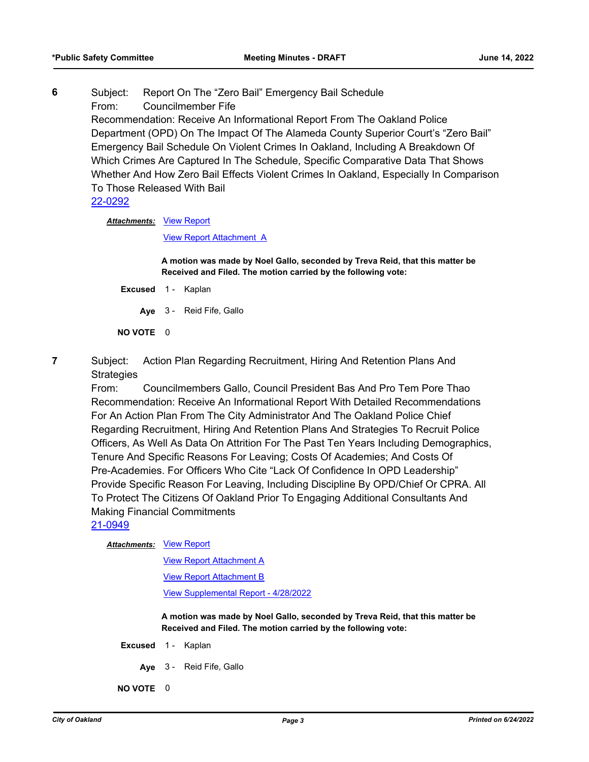**6** Subject: Report On The “Zero Bail” Emergency Bail Schedule

From: Councilmember Fife

Recommendation: Receive An Informational Report From The Oakland Police Department (OPD) On The Impact Of The Alameda County Superior Court’s “Zero Bail” Emergency Bail Schedule On Violent Crimes In Oakland, Including A Breakdown Of Which Crimes Are Captured In The Schedule, Specific Comparative Data That Shows Whether And How Zero Bail Effects Violent Crimes In Oakland, Especially In Comparison To Those Released With Bail

[22-0292]

***Attachments:*** [View Report]

[View Report Attachment A]

**A motion was made by Noel Gallo, seconded by Treva Reid, that this matter be Received and Filed. The motion carried by the following vote:**

**Excused** 1 - Kaplan

**Aye** 3 - Reid Fife, Gallo

**NO VOTE** 0

**7** Subject: Action Plan Regarding Recruitment, Hiring And Retention Plans And Strategies

From: Councilmembers Gallo, Council President Bas And Pro Tem Pore Thao

Recommendation: Receive An Informational Report With Detailed Recommendations For An Action Plan From The City Administrator And The Oakland Police Chief Regarding Recruitment, Hiring And Retention Plans And Strategies To Recruit Police Officers, As Well As Data On Attrition For The Past Ten Years Including Demographics, Tenure And Specific Reasons For Leaving; Costs Of Academies; And Costs Of Pre-Academies. For Officers Who Cite “Lack Of Confidence In OPD Leadership” Provide Specific Reason For Leaving, Including Discipline By OPD/Chief Or CPRA. All To Protect The Citizens Of Oakland Prior To Engaging Additional Consultants And Making Financial Commitments

[21-0949]

***Attachments:*** [View Report]

[View Report Attachment A]

[View Report Attachment B]

[View Supplemental Report - 4/28/2022]

**A motion was made by Noel Gallo, seconded by Treva Reid, that this matter be Received and Filed. The motion carried by the following vote:**

**Excused** 1 - Kaplan

**Aye** 3 - Reid Fife, Gallo

**NO VOTE** 0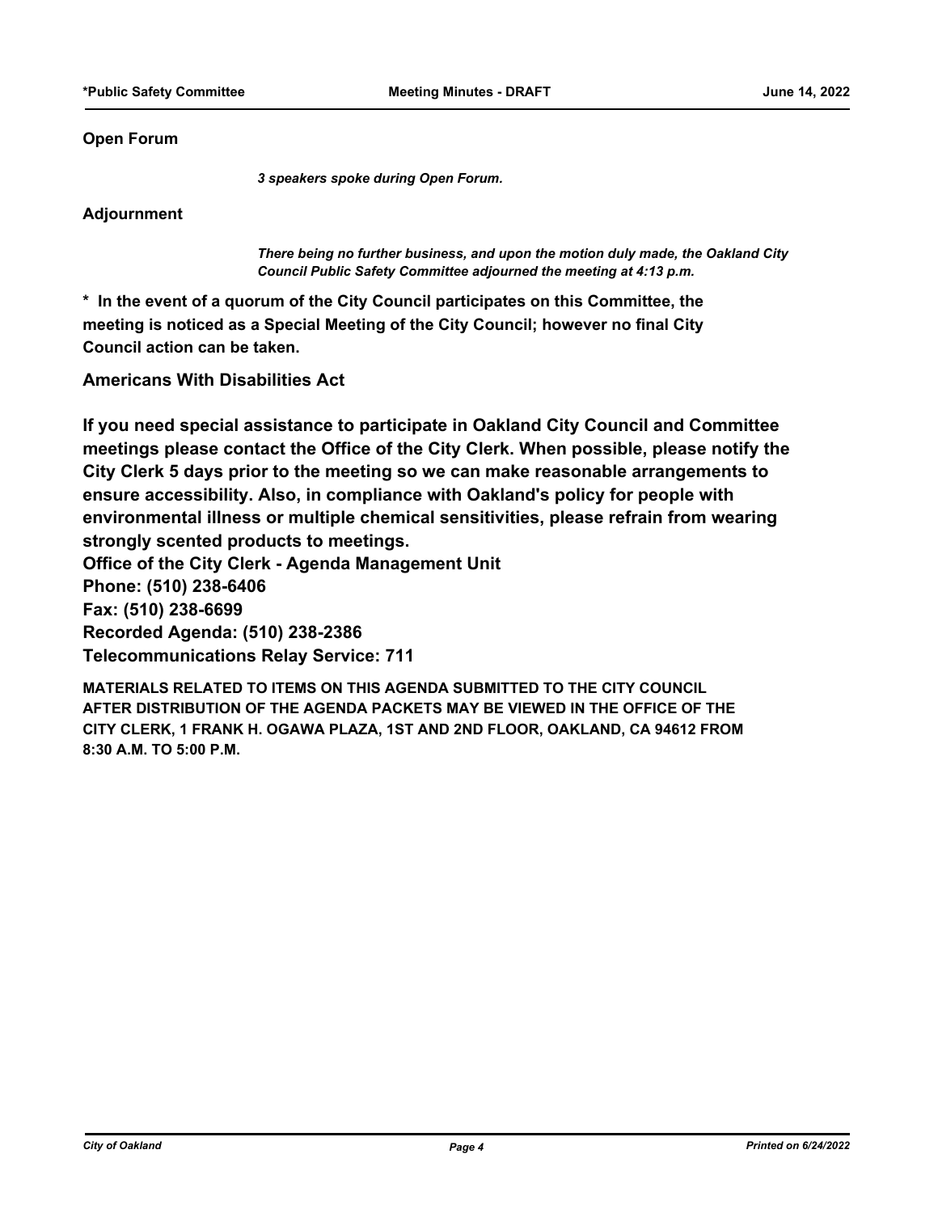**Open Forum**

*3 speakers spoke during Open Forum.*

**Adjournment**

*There being no further business, and upon the motion duly made, the Oakland City Council Public Safety Committee adjourned the meeting at 4:13 p.m.*

**\* In the event of a quorum of the City Council participates on this Committee, the meeting is noticed as a Special Meeting of the City Council; however no final City Council action can be taken.**

**Americans With Disabilities Act**

**If you need special assistance to participate in Oakland City Council and Committee meetings please contact the Office of the City Clerk. When possible, please notify the City Clerk 5 days prior to the meeting so we can make reasonable arrangements to ensure accessibility. Also, in compliance with Oakland's policy for people with environmental illness or multiple chemical sensitivities, please refrain from wearing strongly scented products to meetings.**
**Office of the City Clerk - Agenda Management Unit**
**Phone: (510) 238-6406**
**Fax: (510) 238-6699**
**Recorded Agenda: (510) 238-2386**
**Telecommunications Relay Service: 711**

**MATERIALS RELATED TO ITEMS ON THIS AGENDA SUBMITTED TO THE CITY COUNCIL AFTER DISTRIBUTION OF THE AGENDA PACKETS MAY BE VIEWED IN THE OFFICE OF THE CITY CLERK, 1 FRANK H. OGAWA PLAZA, 1ST AND 2ND FLOOR, OAKLAND, CA 94612 FROM 8:30 A.M. TO 5:00 P.M.**